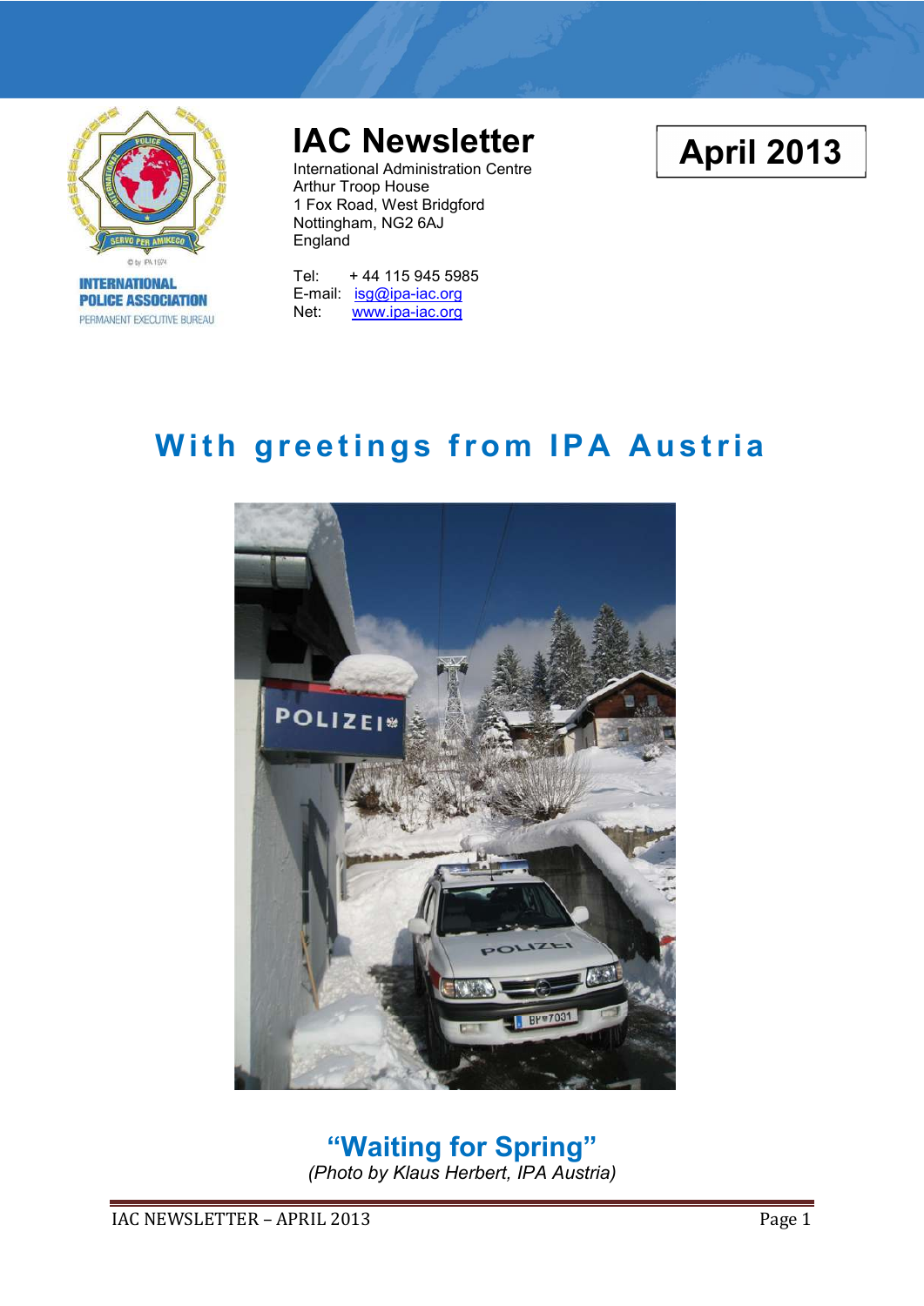INTERNATIONAL POLICE ASSOCIATION
PERMANENT EXECUTIVE BUREAU

# IAC Newsletter

International Administration Centre
Arthur Troop House
1 Fox Road, West Bridgford
Nottingham, NG2 6AJ
England

Tel: + 44 115 945 5985
E-mail: isg@ipa-iac.org
Net: www.ipa-iac.org

**April 2013**

## With greetings from IPA Austria

**"Waiting for Spring"**
*(Photo by Klaus Herbert, IPA Austria)*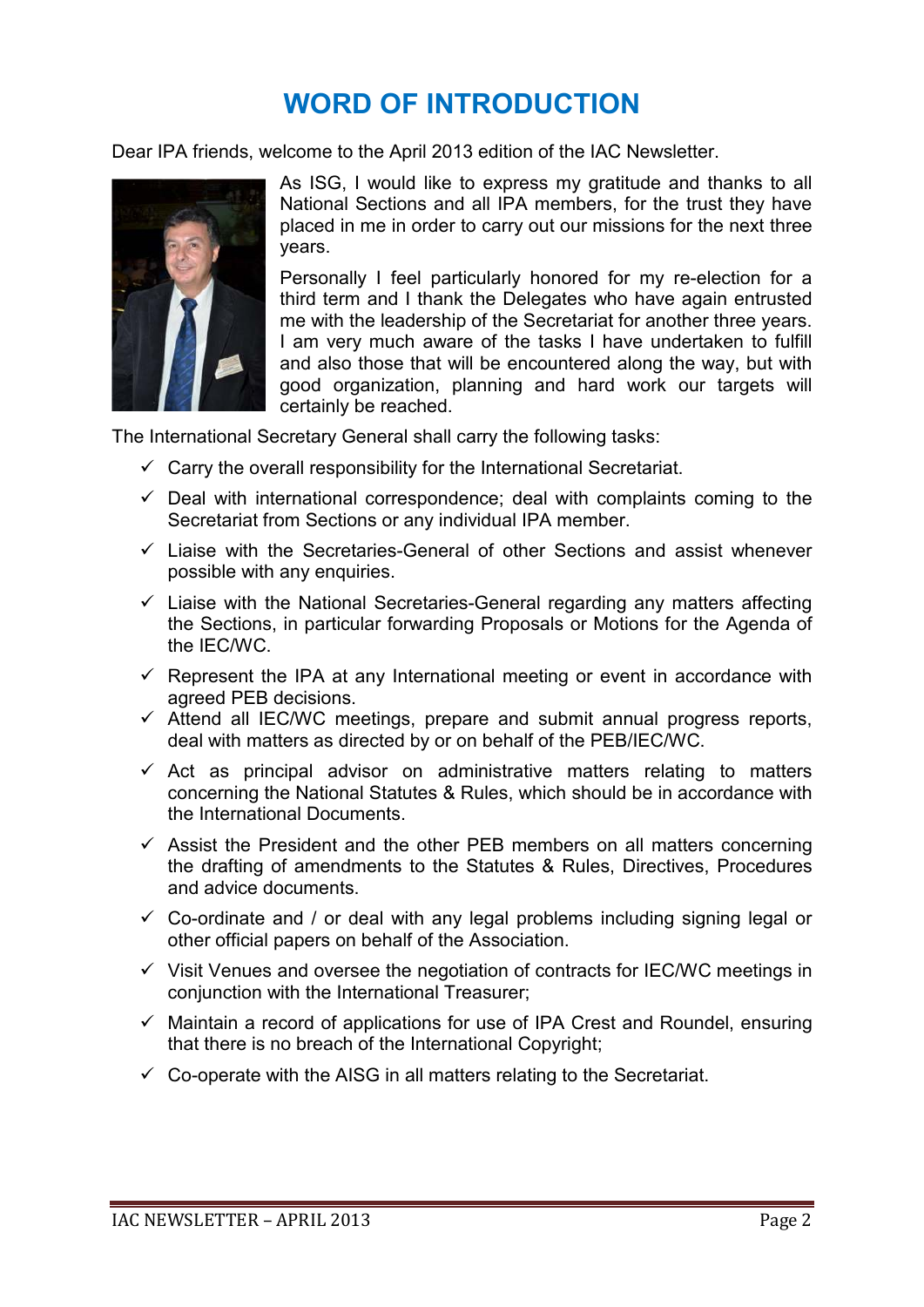# WORD OF INTRODUCTION

Dear IPA friends, welcome to the April 2013 edition of the IAC Newsletter.

As ISG, I would like to express my gratitude and thanks to all National Sections and all IPA members, for the trust they have placed in me in order to carry out our missions for the next three years.

Personally I feel particularly honored for my re-election for a third term and I thank the Delegates who have again entrusted me with the leadership of the Secretariat for another three years. I am very much aware of the tasks I have undertaken to fulfill and also those that will be encountered along the way, but with good organization, planning and hard work our targets will certainly be reached.

The International Secretary General shall carry the following tasks:

- ✓ Carry the overall responsibility for the International Secretariat.
- ✓ Deal with international correspondence; deal with complaints coming to the Secretariat from Sections or any individual IPA member.
- ✓ Liaise with the Secretaries-General of other Sections and assist whenever possible with any enquiries.
- ✓ Liaise with the National Secretaries-General regarding any matters affecting the Sections, in particular forwarding Proposals or Motions for the Agenda of the IEC/WC.
- ✓ Represent the IPA at any International meeting or event in accordance with agreed PEB decisions.
- ✓ Attend all IEC/WC meetings, prepare and submit annual progress reports, deal with matters as directed by or on behalf of the PEB/IEC/WC.
- ✓ Act as principal advisor on administrative matters relating to matters concerning the National Statutes & Rules, which should be in accordance with the International Documents.
- ✓ Assist the President and the other PEB members on all matters concerning the drafting of amendments to the Statutes & Rules, Directives, Procedures and advice documents.
- ✓ Co-ordinate and / or deal with any legal problems including signing legal or other official papers on behalf of the Association.
- ✓ Visit Venues and oversee the negotiation of contracts for IEC/WC meetings in conjunction with the International Treasurer;
- ✓ Maintain a record of applications for use of IPA Crest and Roundel, ensuring that there is no breach of the International Copyright;
- ✓ Co-operate with the AISG in all matters relating to the Secretariat.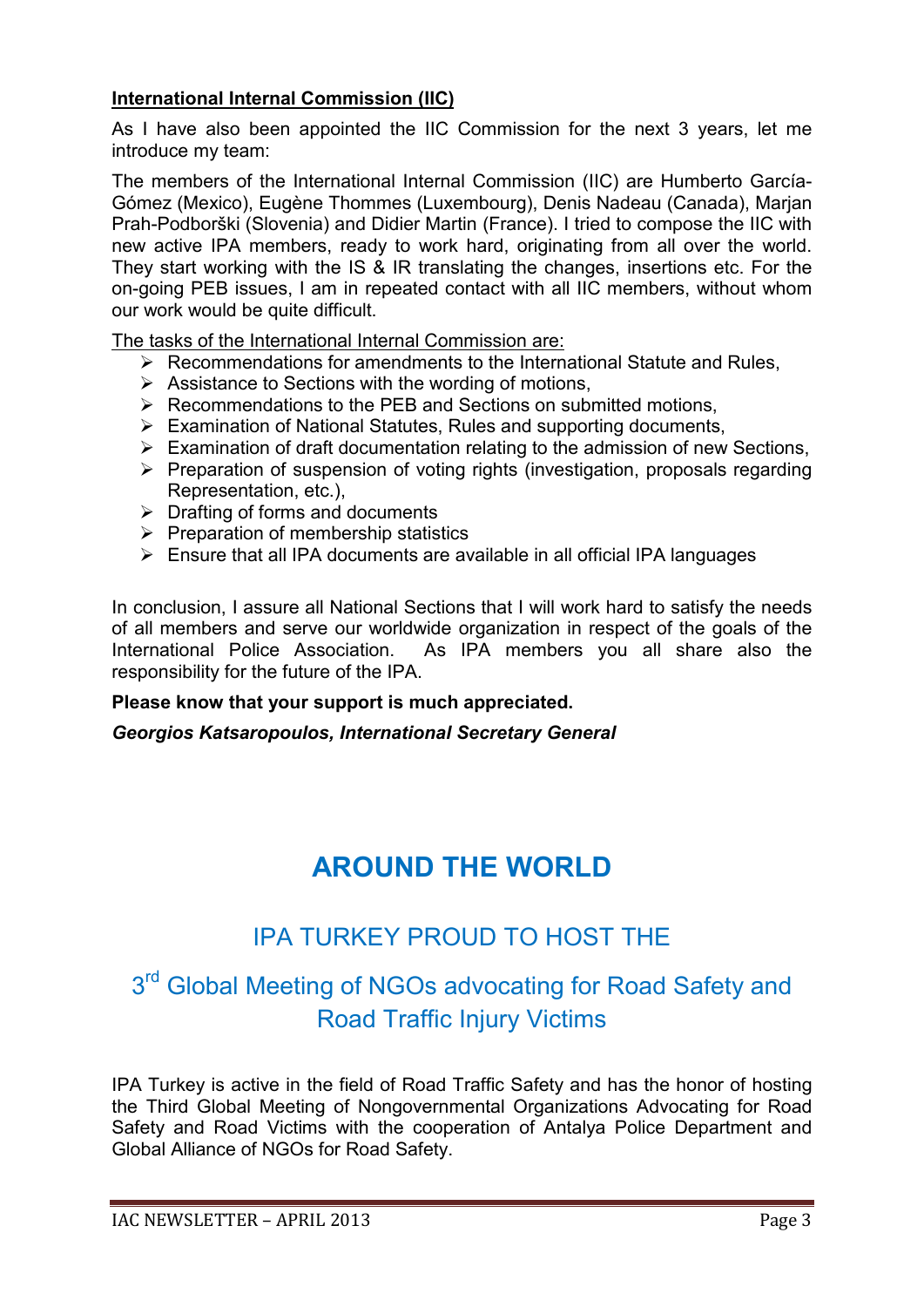**International Internal Commission (IIC)**

As I have also been appointed the IIC Commission for the next 3 years, let me introduce my team:

The members of the International Internal Commission (IIC) are Humberto García-Gómez (Mexico), Eugène Thommes (Luxembourg), Denis Nadeau (Canada), Marjan Prah-Podborški (Slovenia) and Didier Martin (France). I tried to compose the IIC with new active IPA members, ready to work hard, originating from all over the world. They start working with the IS & IR translating the changes, insertions etc. For the on-going PEB issues, I am in repeated contact with all IIC members, without whom our work would be quite difficult.

The tasks of the International Internal Commission are:

- Recommendations for amendments to the International Statute and Rules,
- Assistance to Sections with the wording of motions,
- Recommendations to the PEB and Sections on submitted motions,
- Examination of National Statutes, Rules and supporting documents,
- Examination of draft documentation relating to the admission of new Sections,
- Preparation of suspension of voting rights (investigation, proposals regarding Representation, etc.),
- Drafting of forms and documents
- Preparation of membership statistics
- Ensure that all IPA documents are available in all official IPA languages

In conclusion, I assure all National Sections that I will work hard to satisfy the needs of all members and serve our worldwide organization in respect of the goals of the International Police Association. As IPA members you all share also the responsibility for the future of the IPA.

**Please know that your support is much appreciated.**

***Georgios Katsaropoulos, International Secretary General***

# AROUND THE WORLD

## IPA TURKEY PROUD TO HOST THE

## 3rd Global Meeting of NGOs advocating for Road Safety and Road Traffic Injury Victims

IPA Turkey is active in the field of Road Traffic Safety and has the honor of hosting the Third Global Meeting of Nongovernmental Organizations Advocating for Road Safety and Road Victims with the cooperation of Antalya Police Department and Global Alliance of NGOs for Road Safety.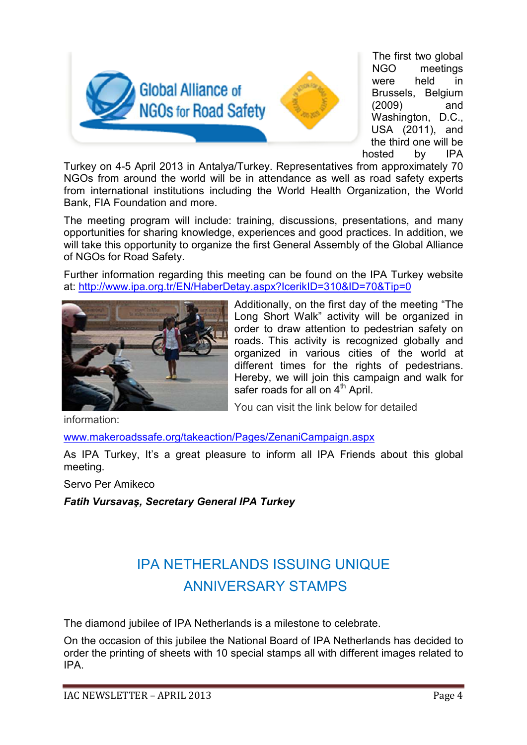The first two global NGO meetings were held in Brussels, Belgium (2009) and Washington, D.C., USA (2011), and the third one will be hosted by IPA Turkey on 4-5 April 2013 in Antalya/Turkey. Representatives from approximately 70 NGOs from around the world will be in attendance as well as road safety experts from international institutions including the World Health Organization, the World Bank, FIA Foundation and more.

The meeting program will include: training, discussions, presentations, and many opportunities for sharing knowledge, experiences and good practices. In addition, we will take this opportunity to organize the first General Assembly of the Global Alliance of NGOs for Road Safety.

Further information regarding this meeting can be found on the IPA Turkey website at: http://www.ipa.org.tr/EN/HaberDetay.aspx?IcerikID=310&ID=70&Tip=0

Additionally, on the first day of the meeting "The Long Short Walk" activity will be organized in order to draw attention to pedestrian safety on roads. This activity is recognized globally and organized in various cities of the world at different times for the rights of pedestrians. Hereby, we will join this campaign and walk for safer roads for all on 4th April.

You can visit the link below for detailed information:

www.makeroadssafe.org/takeaction/Pages/ZenaniCampaign.aspx

As IPA Turkey, It's a great pleasure to inform all IPA Friends about this global meeting.

Servo Per Amikeco

***Fatih Vursavaş, Secretary General IPA Turkey***

## IPA NETHERLANDS ISSUING UNIQUE ANNIVERSARY STAMPS

The diamond jubilee of IPA Netherlands is a milestone to celebrate.

On the occasion of this jubilee the National Board of IPA Netherlands has decided to order the printing of sheets with 10 special stamps all with different images related to IPA.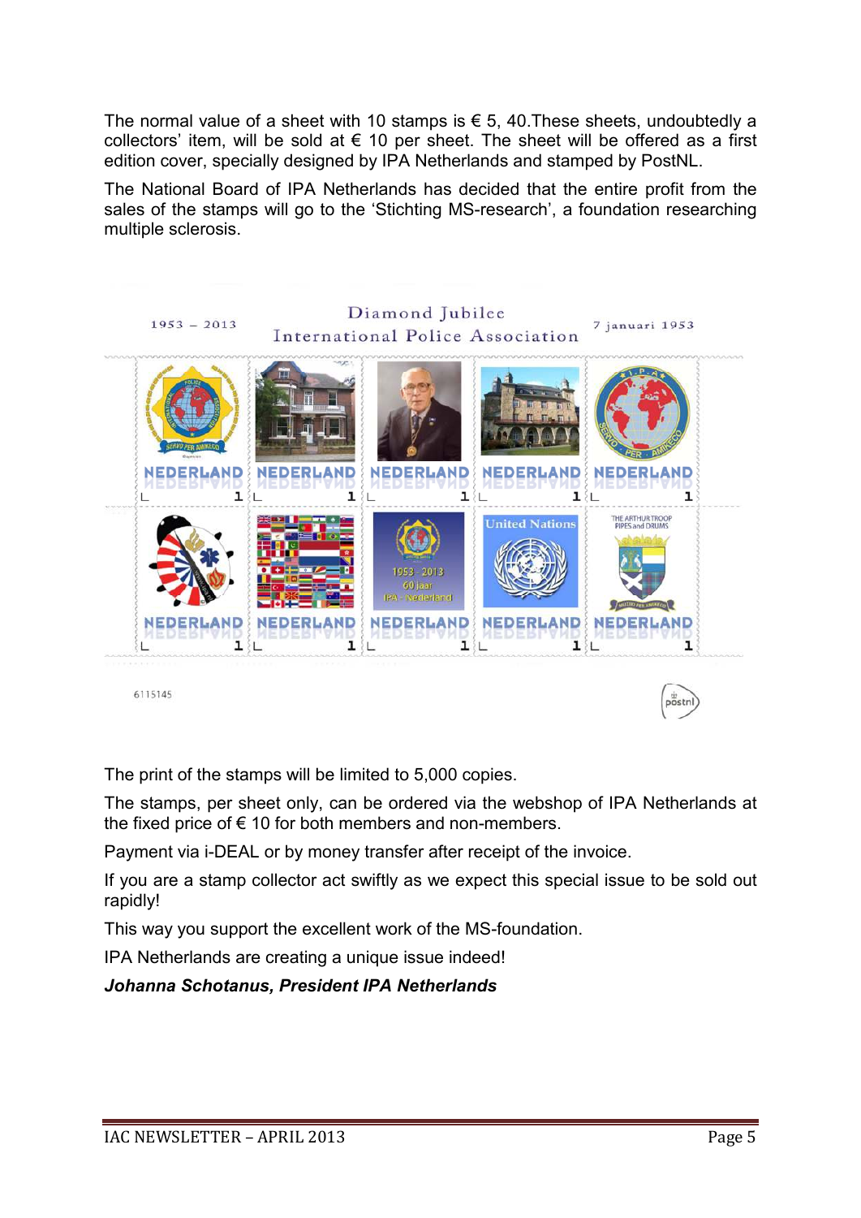The normal value of a sheet with 10 stamps is € 5, 40.These sheets, undoubtedly a collectors' item, will be sold at € 10 per sheet. The sheet will be offered as a first edition cover, specially designed by IPA Netherlands and stamped by PostNL.

The National Board of IPA Netherlands has decided that the entire profit from the sales of the stamps will go to the 'Stichting MS-research', a foundation researching multiple sclerosis.

The print of the stamps will be limited to 5,000 copies.

The stamps, per sheet only, can be ordered via the webshop of IPA Netherlands at the fixed price of € 10 for both members and non-members.

Payment via i-DEAL or by money transfer after receipt of the invoice.

If you are a stamp collector act swiftly as we expect this special issue to be sold out rapidly!

This way you support the excellent work of the MS-foundation.

IPA Netherlands are creating a unique issue indeed!

***Johanna Schotanus, President IPA Netherlands***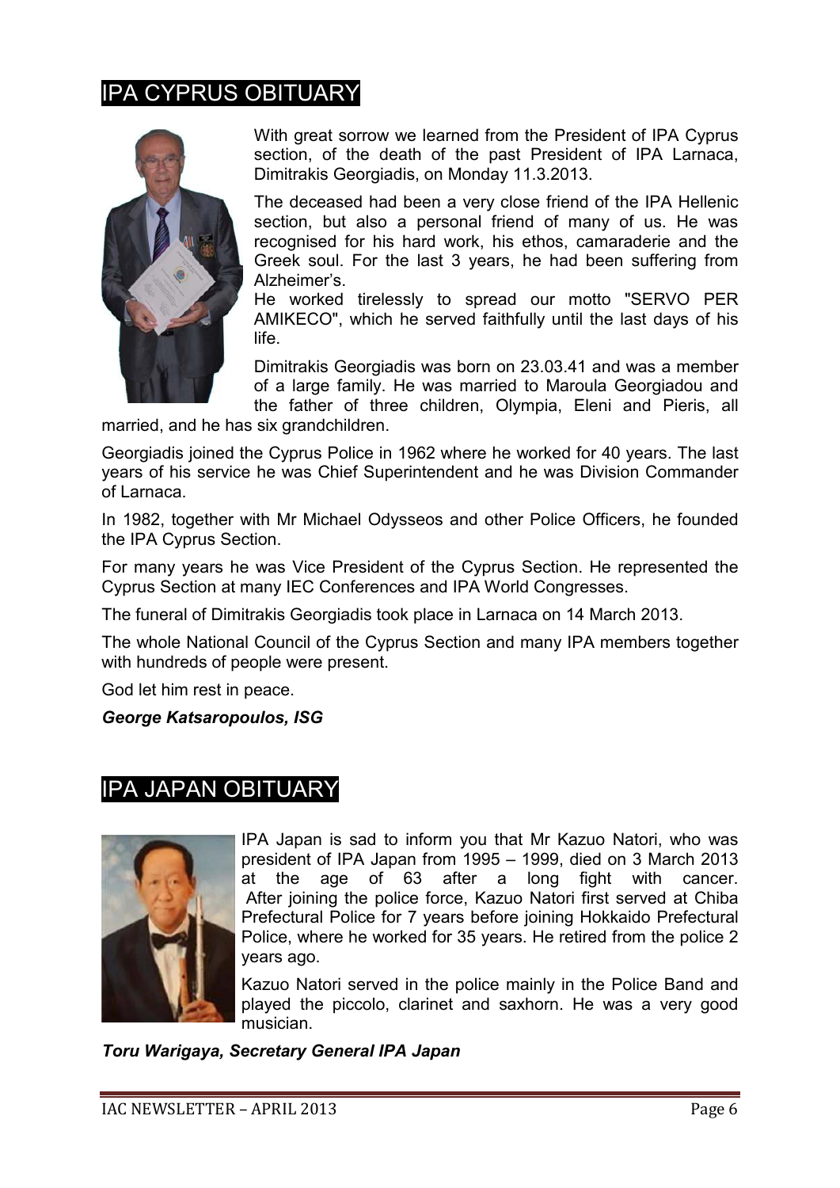## IPA CYPRUS OBITUARY

With great sorrow we learned from the President of IPA Cyprus section, of the death of the past President of IPA Larnaca, Dimitrakis Georgiadis, on Monday 11.3.2013.

The deceased had been a very close friend of the IPA Hellenic section, but also a personal friend of many of us. He was recognised for his hard work, his ethos, camaraderie and the Greek soul. For the last 3 years, he had been suffering from Alzheimer's.

He worked tirelessly to spread our motto "SERVO PER AMIKECO", which he served faithfully until the last days of his life.

Dimitrakis Georgiadis was born on 23.03.41 and was a member of a large family. He was married to Maroula Georgiadou and the father of three children, Olympia, Eleni and Pieris, all married, and he has six grandchildren.

Georgiadis joined the Cyprus Police in 1962 where he worked for 40 years. The last years of his service he was Chief Superintendent and he was Division Commander of Larnaca.

In 1982, together with Mr Michael Odysseos and other Police Officers, he founded the IPA Cyprus Section.

For many years he was Vice President of the Cyprus Section. He represented the Cyprus Section at many IEC Conferences and IPA World Congresses.

The funeral of Dimitrakis Georgiadis took place in Larnaca on 14 March 2013.

The whole National Council of the Cyprus Section and many IPA members together with hundreds of people were present.

God let him rest in peace.

***George Katsaropoulos, ISG***

## IPA JAPAN OBITUARY

IPA Japan is sad to inform you that Mr Kazuo Natori, who was president of IPA Japan from 1995 – 1999, died on 3 March 2013 at the age of 63 after a long fight with cancer. After joining the police force, Kazuo Natori first served at Chiba Prefectural Police for 7 years before joining Hokkaido Prefectural Police, where he worked for 35 years. He retired from the police 2 years ago.

Kazuo Natori served in the police mainly in the Police Band and played the piccolo, clarinet and saxhorn. He was a very good musician.

***Toru Warigaya, Secretary General IPA Japan***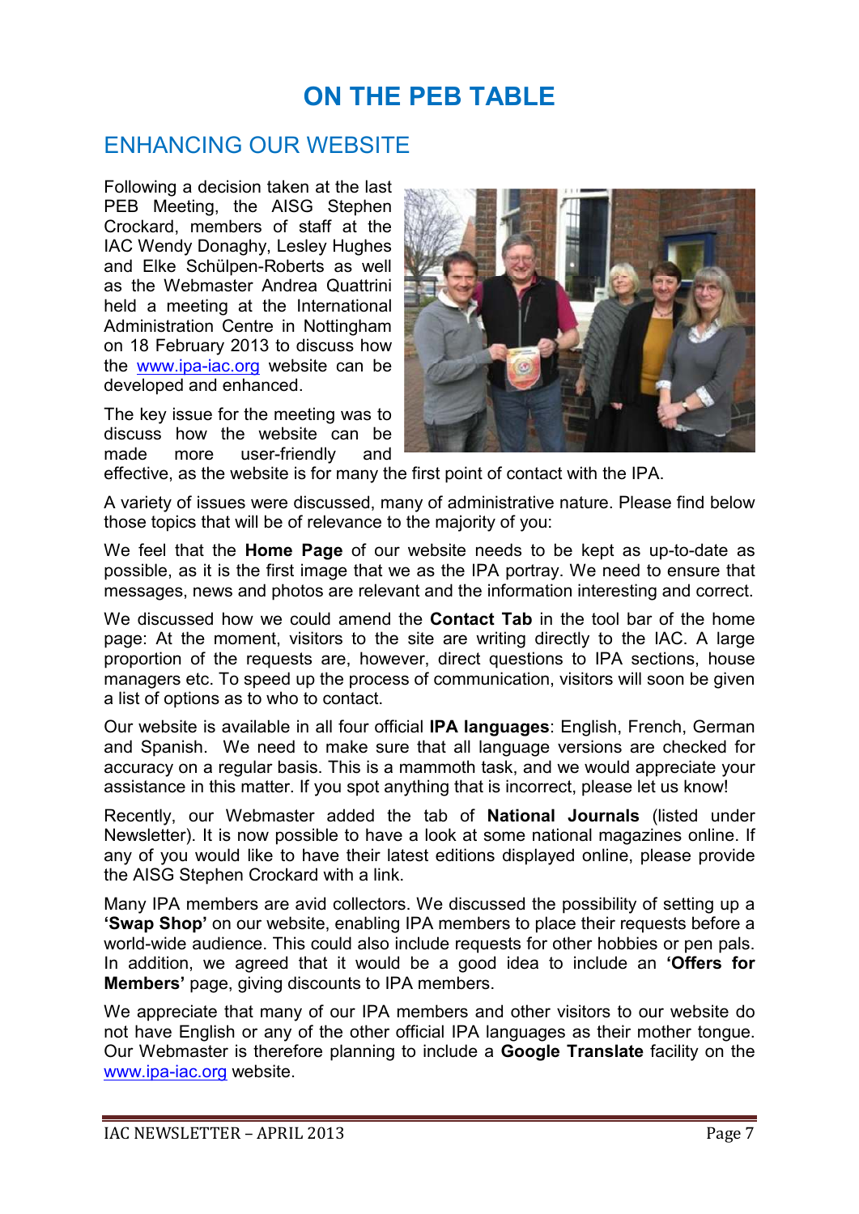# ON THE PEB TABLE

## ENHANCING OUR WEBSITE

Following a decision taken at the last PEB Meeting, the AISG Stephen Crockard, members of staff at the IAC Wendy Donaghy, Lesley Hughes and Elke Schülpen-Roberts as well as the Webmaster Andrea Quattrini held a meeting at the International Administration Centre in Nottingham on 18 February 2013 to discuss how the www.ipa-iac.org website can be developed and enhanced.

The key issue for the meeting was to discuss how the website can be made more user-friendly and effective, as the website is for many the first point of contact with the IPA.

A variety of issues were discussed, many of administrative nature. Please find below those topics that will be of relevance to the majority of you:

We feel that the **Home Page** of our website needs to be kept as up-to-date as possible, as it is the first image that we as the IPA portray. We need to ensure that messages, news and photos are relevant and the information interesting and correct.

We discussed how we could amend the **Contact Tab** in the tool bar of the home page: At the moment, visitors to the site are writing directly to the IAC. A large proportion of the requests are, however, direct questions to IPA sections, house managers etc. To speed up the process of communication, visitors will soon be given a list of options as to who to contact.

Our website is available in all four official **IPA languages**: English, French, German and Spanish. We need to make sure that all language versions are checked for accuracy on a regular basis. This is a mammoth task, and we would appreciate your assistance in this matter. If you spot anything that is incorrect, please let us know!

Recently, our Webmaster added the tab of **National Journals** (listed under Newsletter). It is now possible to have a look at some national magazines online. If any of you would like to have their latest editions displayed online, please provide the AISG Stephen Crockard with a link.

Many IPA members are avid collectors. We discussed the possibility of setting up a **'Swap Shop'** on our website, enabling IPA members to place their requests before a world-wide audience. This could also include requests for other hobbies or pen pals. In addition, we agreed that it would be a good idea to include an **'Offers for Members'** page, giving discounts to IPA members.

We appreciate that many of our IPA members and other visitors to our website do not have English or any of the other official IPA languages as their mother tongue. Our Webmaster is therefore planning to include a **Google Translate** facility on the www.ipa-iac.org website.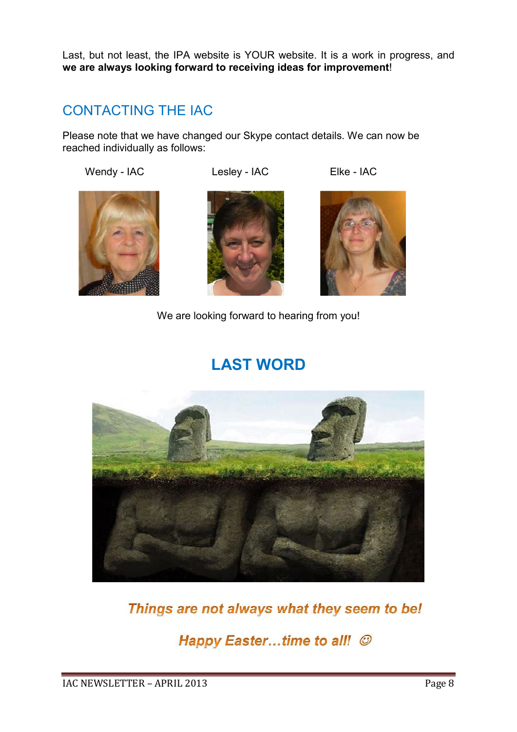Last, but not least, the IPA website is YOUR website. It is a work in progress, and **we are always looking forward to receiving ideas for improvement**!

## CONTACTING THE IAC

Please note that we have changed our Skype contact details. We can now be reached individually as follows:

Wendy - IAC

Lesley - IAC

Elke - IAC

We are looking forward to hearing from you!

## LAST WORD

***Things are not always what they seem to be!***

***Happy Easter…time to all!*** ☺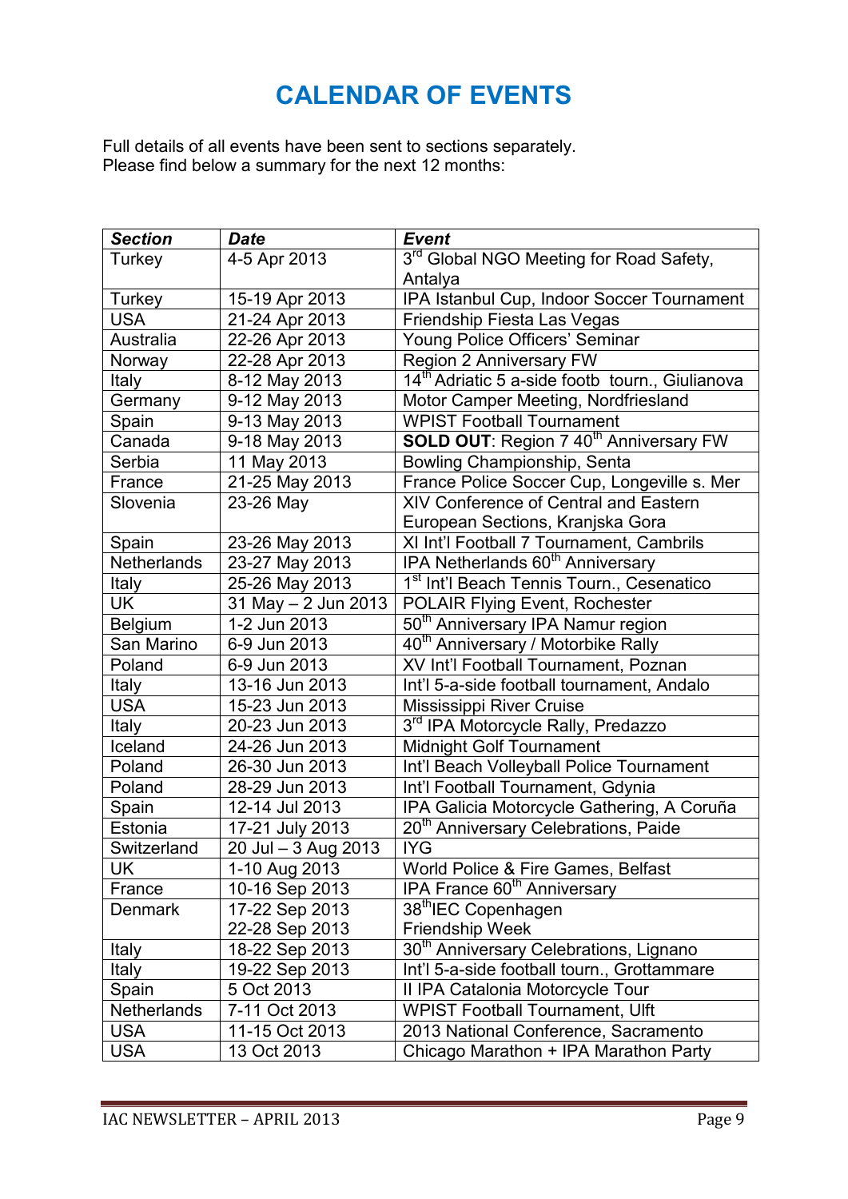# CALENDAR OF EVENTS

Full details of all events have been sent to sections separately.
Please find below a summary for the next 12 months:

| ***Section*** | ***Date*** | ***Event*** |
|---|---|---|
| Turkey | 4-5 Apr 2013 | 3rd Global NGO Meeting for Road Safety, Antalya |
| Turkey | 15-19 Apr 2013 | IPA Istanbul Cup, Indoor Soccer Tournament |
| USA | 21-24 Apr 2013 | Friendship Fiesta Las Vegas |
| Australia | 22-26 Apr 2013 | Young Police Officers' Seminar |
| Norway | 22-28 Apr 2013 | Region 2 Anniversary FW |
| Italy | 8-12 May 2013 | 14th Adriatic 5 a-side footb tourn., Giulianova |
| Germany | 9-12 May 2013 | Motor Camper Meeting, Nordfriesland |
| Spain | 9-13 May 2013 | WPIST Football Tournament |
| Canada | 9-18 May 2013 | **SOLD OUT**: Region 7 40th Anniversary FW |
| Serbia | 11 May 2013 | Bowling Championship, Senta |
| France | 21-25 May 2013 | France Police Soccer Cup, Longeville s. Mer |
| Slovenia | 23-26 May | XIV Conference of Central and Eastern European Sections, Kranjska Gora |
| Spain | 23-26 May 2013 | XI Int'l Football 7 Tournament, Cambrils |
| Netherlands | 23-27 May 2013 | IPA Netherlands 60th Anniversary |
| Italy | 25-26 May 2013 | 1st Int'l Beach Tennis Tourn., Cesenatico |
| UK | 31 May – 2 Jun 2013 | POLAIR Flying Event, Rochester |
| Belgium | 1-2 Jun 2013 | 50th Anniversary IPA Namur region |
| San Marino | 6-9 Jun 2013 | 40th Anniversary / Motorbike Rally |
| Poland | 6-9 Jun 2013 | XV Int'l Football Tournament, Poznan |
| Italy | 13-16 Jun 2013 | Int'l 5-a-side football tournament, Andalo |
| USA | 15-23 Jun 2013 | Mississippi River Cruise |
| Italy | 20-23 Jun 2013 | 3rd IPA Motorcycle Rally, Predazzo |
| Iceland | 24-26 Jun 2013 | Midnight Golf Tournament |
| Poland | 26-30 Jun 2013 | Int'l Beach Volleyball Police Tournament |
| Poland | 28-29 Jun 2013 | Int'l Football Tournament, Gdynia |
| Spain | 12-14 Jul 2013 | IPA Galicia Motorcycle Gathering, A Coruña |
| Estonia | 17-21 July 2013 | 20th Anniversary Celebrations, Paide |
| Switzerland | 20 Jul – 3 Aug 2013 | IYG |
| UK | 1-10 Aug 2013 | World Police & Fire Games, Belfast |
| France | 10-16 Sep 2013 | IPA France 60th Anniversary |
| Denmark | 17-22 Sep 2013<br>22-28 Sep 2013 | 38thIEC Copenhagen<br>Friendship Week |
| Italy | 18-22 Sep 2013 | 30th Anniversary Celebrations, Lignano |
| Italy | 19-22 Sep 2013 | Int'l 5-a-side football tourn., Grottammare |
| Spain | 5 Oct 2013 | II IPA Catalonia Motorcycle Tour |
| Netherlands | 7-11 Oct 2013 | WPIST Football Tournament, Ulft |
| USA | 11-15 Oct 2013 | 2013 National Conference, Sacramento |
| USA | 13 Oct 2013 | Chicago Marathon + IPA Marathon Party |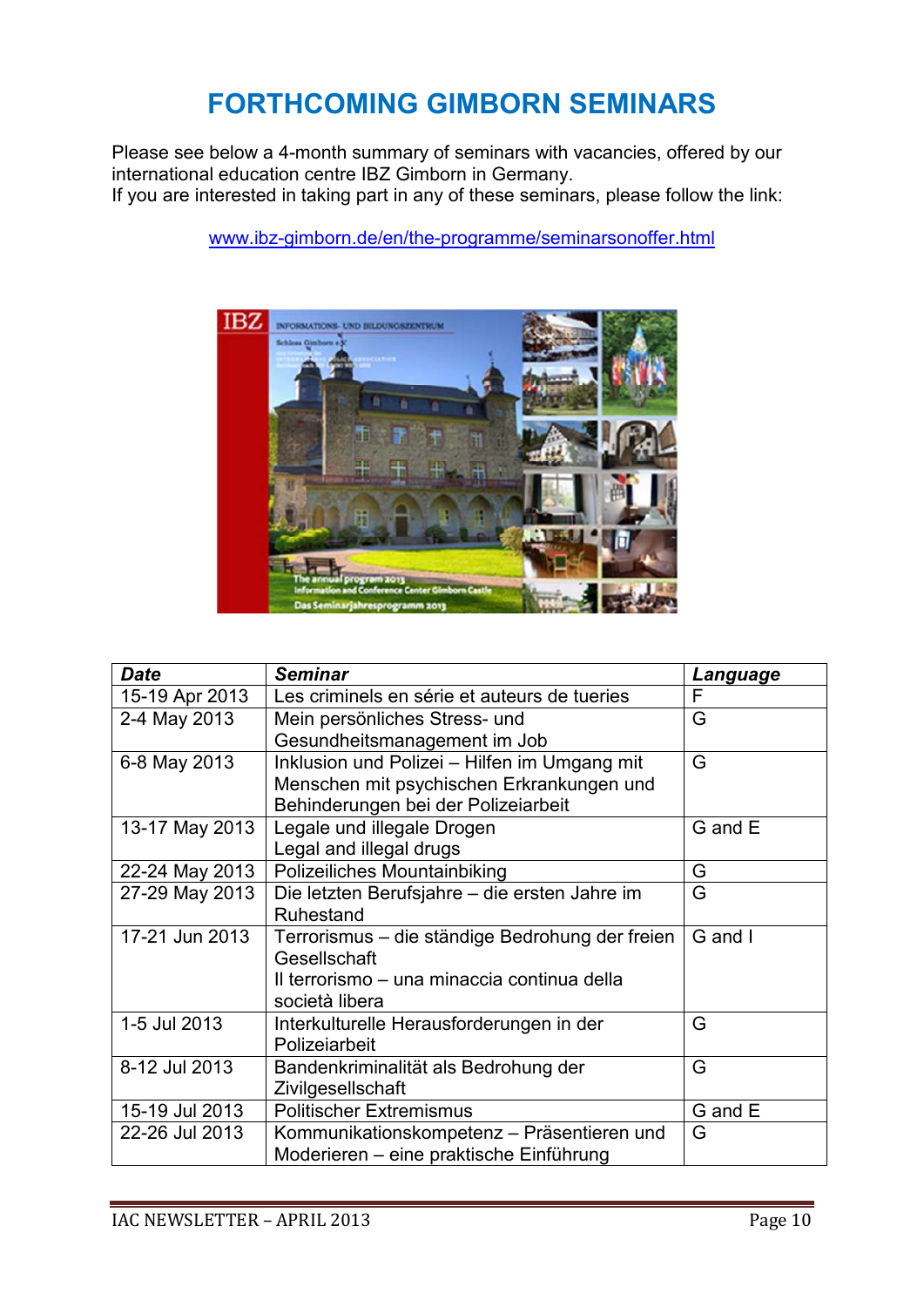# FORTHCOMING GIMBORN SEMINARS

Please see below a 4-month summary of seminars with vacancies, offered by our international education centre IBZ Gimborn in Germany.
If you are interested in taking part in any of these seminars, please follow the link:

www.ibz-gimborn.de/en/the-programme/seminarsonoffer.html

| ***Date*** | ***Seminar*** | ***Language*** |
|---|---|---|
| 15-19 Apr 2013 | Les criminels en série et auteurs de tueries | F |
| 2-4 May 2013 | Mein persönliches Stress- und Gesundheitsmanagement im Job | G |
| 6-8 May 2013 | Inklusion und Polizei – Hilfen im Umgang mit Menschen mit psychischen Erkrankungen und Behinderungen bei der Polizeiarbeit | G |
| 13-17 May 2013 | Legale und illegale Drogen<br>Legal and illegal drugs | G and E |
| 22-24 May 2013 | Polizeiliches Mountainbiking | G |
| 27-29 May 2013 | Die letzten Berufsjahre – die ersten Jahre im Ruhestand | G |
| 17-21 Jun 2013 | Terrorismus – die ständige Bedrohung der freien Gesellschaft<br>Il terrorismo – una minaccia continua della società libera | G and I |
| 1-5 Jul 2013 | Interkulturelle Herausforderungen in der Polizeiarbeit | G |
| 8-12 Jul 2013 | Bandenkriminalität als Bedrohung der Zivilgesellschaft | G |
| 15-19 Jul 2013 | Politischer Extremismus | G and E |
| 22-26 Jul 2013 | Kommunikationskompetenz – Präsentieren und Moderieren – eine praktische Einführung | G |